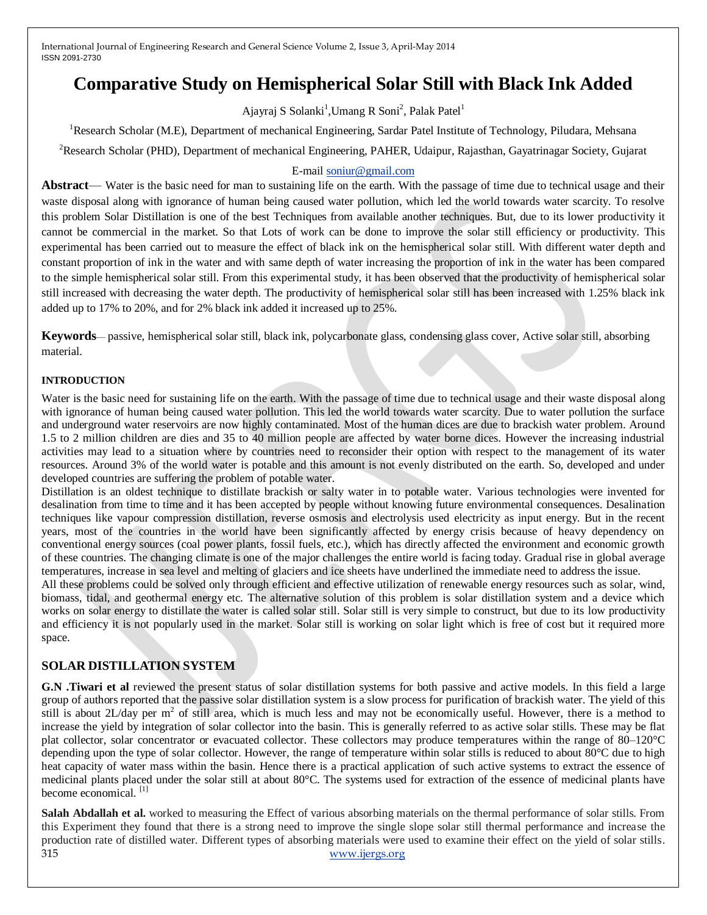# Comparative Study on Hemispherical Solar Still with Black Ink Added

Ajayraj S Solanki[1], Umang R Soni[2], Palak Patel[1]

[1]Research Scholar (M.E), Department of mechanical Engineering, Sardar Patel Institute of Technology, Piludara, Mehsana

[2]Research Scholar (PHD), Department of mechanical Engineering, PAHER, Udaipur, Rajasthan, Gayatrinagar Society, Gujarat

E-mail soniur@gmail.com

**Abstract**— Water is the basic need for man to sustaining life on the earth. With the passage of time due to technical usage and their waste disposal along with ignorance of human being caused water pollution, which led the world towards water scarcity. To resolve this problem Solar Distillation is one of the best Techniques from available another techniques. But, due to its lower productivity it cannot be commercial in the market. So that Lots of work can be done to improve the solar still efficiency or productivity. This experimental has been carried out to measure the effect of black ink on the hemispherical solar still. With different water depth and constant proportion of ink in the water and with same depth of water increasing the proportion of ink in the water has been compared to the simple hemispherical solar still. From this experimental study, it has been observed that the productivity of hemispherical solar still increased with decreasing the water depth. The productivity of hemispherical solar still has been increased with 1.25% black ink added up to 17% to 20%, and for 2% black ink added it increased up to 25%.

**Keywords**— passive, hemispherical solar still, black ink, polycarbonate glass, condensing glass cover, Active solar still, absorbing material.

## INTRODUCTION

Water is the basic need for sustaining life on the earth. With the passage of time due to technical usage and their waste disposal along with ignorance of human being caused water pollution. This led the world towards water scarcity. Due to water pollution the surface and underground water reservoirs are now highly contaminated. Most of the human dices are due to brackish water problem. Around 1.5 to 2 million children are dies and 35 to 40 million people are affected by water borne dices. However the increasing industrial activities may lead to a situation where by countries need to reconsider their option with respect to the management of its water resources. Around 3% of the world water is potable and this amount is not evenly distributed on the earth. So, developed and under developed countries are suffering the problem of potable water.

Distillation is an oldest technique to distillate brackish or salty water in to potable water. Various technologies were invented for desalination from time to time and it has been accepted by people without knowing future environmental consequences. Desalination techniques like vapour compression distillation, reverse osmosis and electrolysis used electricity as input energy. But in the recent years, most of the countries in the world have been significantly affected by energy crisis because of heavy dependency on conventional energy sources (coal power plants, fossil fuels, etc.), which has directly affected the environment and economic growth of these countries. The changing climate is one of the major challenges the entire world is facing today. Gradual rise in global average temperatures, increase in sea level and melting of glaciers and ice sheets have underlined the immediate need to address the issue.

All these problems could be solved only through efficient and effective utilization of renewable energy resources such as solar, wind, biomass, tidal, and geothermal energy etc. The alternative solution of this problem is solar distillation system and a device which works on solar energy to distillate the water is called solar still. Solar still is very simple to construct, but due to its low productivity and efficiency it is not popularly used in the market. Solar still is working on solar light which is free of cost but it required more space.

## SOLAR DISTILLATION SYSTEM

**G.N .Tiwari et al** reviewed the present status of solar distillation systems for both passive and active models. In this field a large group of authors reported that the passive solar distillation system is a slow process for purification of brackish water. The yield of this still is about 2L/day per $m^2$ of still area, which is much less and may not be economically useful. However, there is a method to increase the yield by integration of solar collector into the basin. This is generally referred to as active solar stills. These may be flat plat collector, solar concentrator or evacuated collector. These collectors may produce temperatures within the range of 80–120°C depending upon the type of solar collector. However, the range of temperature within solar stills is reduced to about 80°C due to high heat capacity of water mass within the basin. Hence there is a practical application of such active systems to extract the essence of medicinal plants placed under the solar still at about 80°C. The systems used for extraction of the essence of medicinal plants have become economical. [1]

**Salah Abdallah et al.** worked to measuring the Effect of various absorbing materials on the thermal performance of solar stills. From this Experiment they found that there is a strong need to improve the single slope solar still thermal performance and increase the production rate of distilled water. Different types of absorbing materials were used to examine their effect on the yield of solar stills.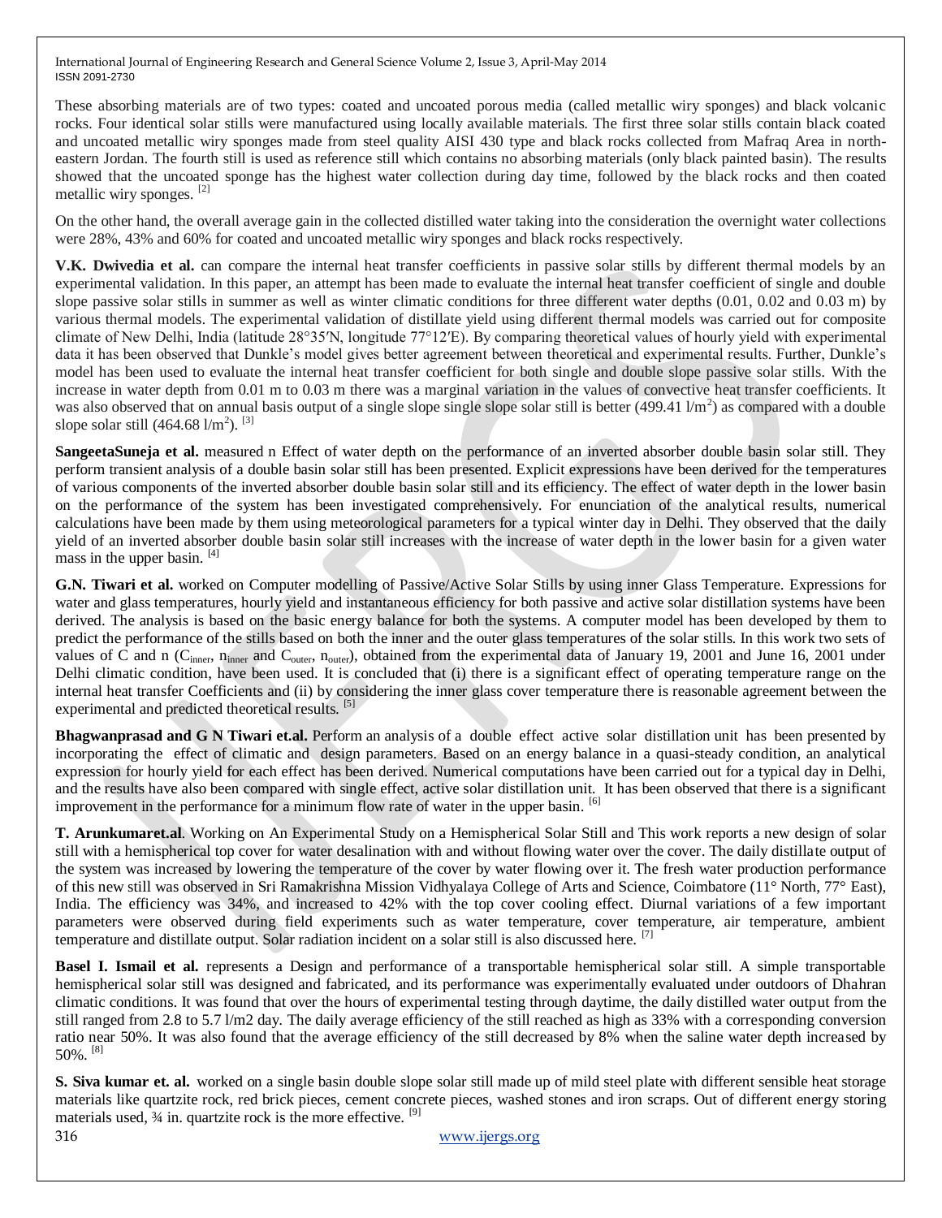These absorbing materials are of two types: coated and uncoated porous media (called metallic wiry sponges) and black volcanic rocks. Four identical solar stills were manufactured using locally available materials. The first three solar stills contain black coated and uncoated metallic wiry sponges made from steel quality AISI 430 type and black rocks collected from Mafraq Area in north-eastern Jordan. The fourth still is used as reference still which contains no absorbing materials (only black painted basin). The results showed that the uncoated sponge has the highest water collection during day time, followed by the black rocks and then coated metallic wiry sponges. [2]

On the other hand, the overall average gain in the collected distilled water taking into the consideration the overnight water collections were 28%, 43% and 60% for coated and uncoated metallic wiry sponges and black rocks respectively.

**V.K. Dwivedia et al.** can compare the internal heat transfer coefficients in passive solar stills by different thermal models by an experimental validation. In this paper, an attempt has been made to evaluate the internal heat transfer coefficient of single and double slope passive solar stills in summer as well as winter climatic conditions for three different water depths (0.01, 0.02 and 0.03 m) by various thermal models. The experimental validation of distillate yield using different thermal models was carried out for composite climate of New Delhi, India (latitude 28°35′N, longitude 77°12′E). By comparing theoretical values of hourly yield with experimental data it has been observed that Dunkle's model gives better agreement between theoretical and experimental results. Further, Dunkle's model has been used to evaluate the internal heat transfer coefficient for both single and double slope passive solar stills. With the increase in water depth from 0.01 m to 0.03 m there was a marginal variation in the values of convective heat transfer coefficients. It was also observed that on annual basis output of a single slope single slope solar still is better (499.41 $l/m^2$) as compared with a double slope solar still (464.68 $l/m^2$). [3]

**SangeetaSuneja et al.** measured n Effect of water depth on the performance of an inverted absorber double basin solar still. They perform transient analysis of a double basin solar still has been presented. Explicit expressions have been derived for the temperatures of various components of the inverted absorber double basin solar still and its efficiency. The effect of water depth in the lower basin on the performance of the system has been investigated comprehensively. For enunciation of the analytical results, numerical calculations have been made by them using meteorological parameters for a typical winter day in Delhi. They observed that the daily yield of an inverted absorber double basin solar still increases with the increase of water depth in the lower basin for a given water mass in the upper basin. [4]

**G.N. Tiwari et al.** worked on Computer modelling of Passive/Active Solar Stills by using inner Glass Temperature. Expressions for water and glass temperatures, hourly yield and instantaneous efficiency for both passive and active solar distillation systems have been derived. The analysis is based on the basic energy balance for both the systems. A computer model has been developed by them to predict the performance of the stills based on both the inner and the outer glass temperatures of the solar stills. In this work two sets of values of C and n ($C_{inner}$, $n_{inner}$ and $C_{outer}$, $n_{outer}$), obtained from the experimental data of January 19, 2001 and June 16, 2001 under Delhi climatic condition, have been used. It is concluded that (i) there is a significant effect of operating temperature range on the internal heat transfer Coefficients and (ii) by considering the inner glass cover temperature there is reasonable agreement between the experimental and predicted theoretical results. [5]

**Bhagwanprasad and G N Tiwari et.al.** Perform an analysis of a double effect active solar distillation unit has been presented by incorporating the effect of climatic and design parameters. Based on an energy balance in a quasi-steady condition, an analytical expression for hourly yield for each effect has been derived. Numerical computations have been carried out for a typical day in Delhi, and the results have also been compared with single effect, active solar distillation unit. It has been observed that there is a significant improvement in the performance for a minimum flow rate of water in the upper basin. [6]

**T. Arunkumaret.al**. Working on An Experimental Study on a Hemispherical Solar Still and This work reports a new design of solar still with a hemispherical top cover for water desalination with and without flowing water over the cover. The daily distillate output of the system was increased by lowering the temperature of the cover by water flowing over it. The fresh water production performance of this new still was observed in Sri Ramakrishna Mission Vidhyalaya College of Arts and Science, Coimbatore (11° North, 77° East), India. The efficiency was 34%, and increased to 42% with the top cover cooling effect. Diurnal variations of a few important parameters were observed during field experiments such as water temperature, cover temperature, air temperature, ambient temperature and distillate output. Solar radiation incident on a solar still is also discussed here. [7]

**Basel I. Ismail et al.** represents a Design and performance of a transportable hemispherical solar still. A simple transportable hemispherical solar still was designed and fabricated, and its performance was experimentally evaluated under outdoors of Dhahran climatic conditions. It was found that over the hours of experimental testing through daytime, the daily distilled water output from the still ranged from 2.8 to 5.7 l/m2 day. The daily average efficiency of the still reached as high as 33% with a corresponding conversion ratio near 50%. It was also found that the average efficiency of the still decreased by 8% when the saline water depth increased by 50%. [8]

**S. Siva kumar et. al.** worked on a single basin double slope solar still made up of mild steel plate with different sensible heat storage materials like quartzite rock, red brick pieces, cement concrete pieces, washed stones and iron scraps. Out of different energy storing materials used, ¾ in. quartzite rock is the more effective. [9]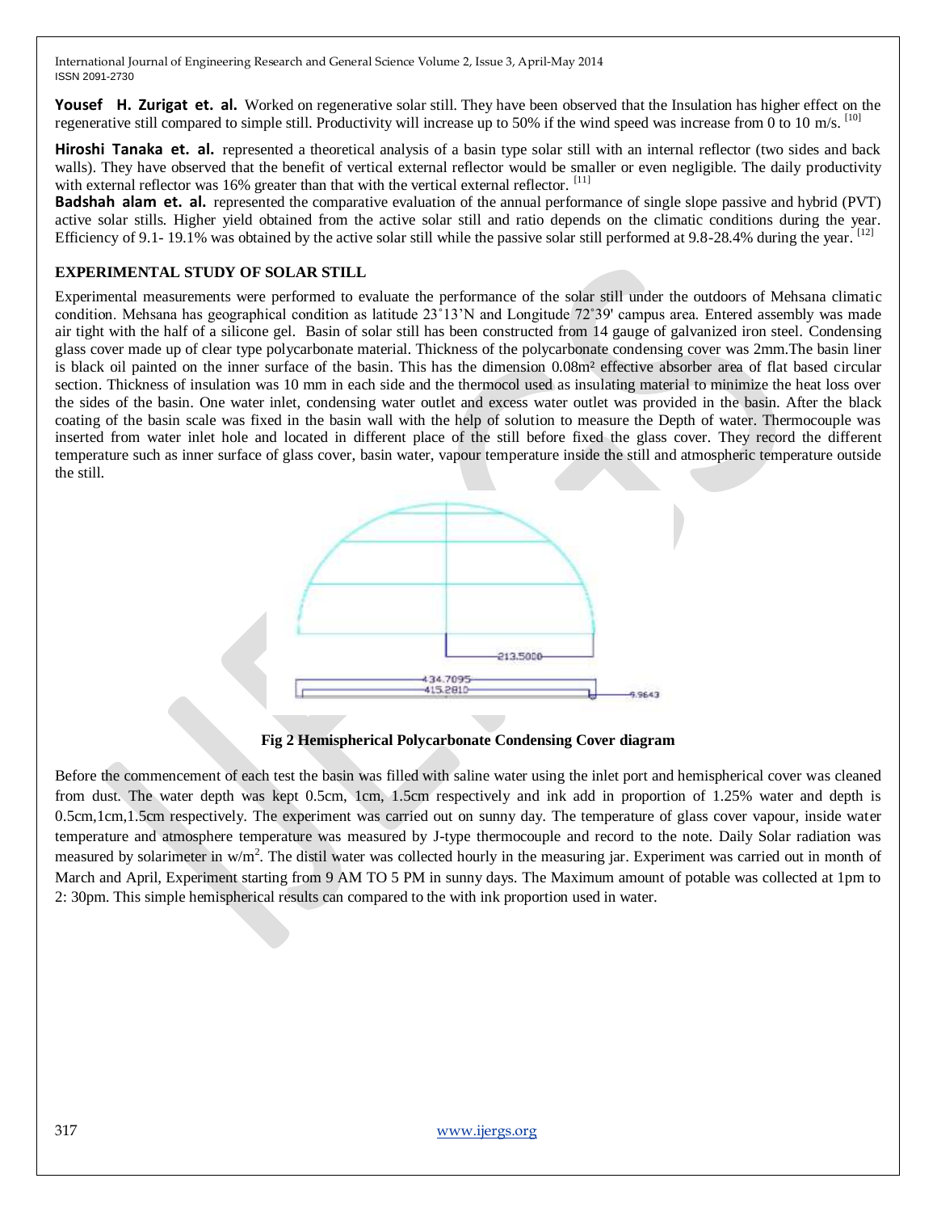**Yousef H. Zurigat et. al.** Worked on regenerative solar still. They have been observed that the Insulation has higher effect on the regenerative still compared to simple still. Productivity will increase up to 50% if the wind speed was increase from 0 to 10 m/s. [10]

**Hiroshi Tanaka et. al.** represented a theoretical analysis of a basin type solar still with an internal reflector (two sides and back walls). They have observed that the benefit of vertical external reflector would be smaller or even negligible. The daily productivity with external reflector was 16% greater than that with the vertical external reflector. [11]

**Badshah alam et. al.** represented the comparative evaluation of the annual performance of single slope passive and hybrid (PVT) active solar stills. Higher yield obtained from the active solar still and ratio depends on the climatic conditions during the year. Efficiency of 9.1- 19.1% was obtained by the active solar still while the passive solar still performed at 9.8-28.4% during the year. [12]

## EXPERIMENTAL STUDY OF SOLAR STILL

Experimental measurements were performed to evaluate the performance of the solar still under the outdoors of Mehsana climatic condition. Mehsana has geographical condition as latitude 23˚13'N and Longitude 72˚39' campus area. Entered assembly was made air tight with the half of a silicone gel. Basin of solar still has been constructed from 14 gauge of galvanized iron steel. Condensing glass cover made up of clear type polycarbonate material. Thickness of the polycarbonate condensing cover was 2mm.The basin liner is black oil painted on the inner surface of the basin. This has the dimension 0.08m² effective absorber area of flat based circular section. Thickness of insulation was 10 mm in each side and the thermocol used as insulating material to minimize the heat loss over the sides of the basin. One water inlet, condensing water outlet and excess water outlet was provided in the basin. After the black coating of the basin scale was fixed in the basin wall with the help of solution to measure the Depth of water. Thermocouple was inserted from water inlet hole and located in different place of the still before fixed the glass cover. They record the different temperature such as inner surface of glass cover, basin water, vapour temperature inside the still and atmospheric temperature outside the still.

**Fig 2 Hemispherical Polycarbonate Condensing Cover diagram**

Before the commencement of each test the basin was filled with saline water using the inlet port and hemispherical cover was cleaned from dust. The water depth was kept 0.5cm, 1cm, 1.5cm respectively and ink add in proportion of 1.25% water and depth is 0.5cm,1cm,1.5cm respectively. The experiment was carried out on sunny day. The temperature of glass cover vapour, inside water temperature and atmosphere temperature was measured by J-type thermocouple and record to the note. Daily Solar radiation was measured by solarimeter in w/m$^2$. The distil water was collected hourly in the measuring jar. Experiment was carried out in month of March and April, Experiment starting from 9 AM TO 5 PM in sunny days. The Maximum amount of potable was collected at 1pm to 2: 30pm. This simple hemispherical results can compared to the with ink proportion used in water.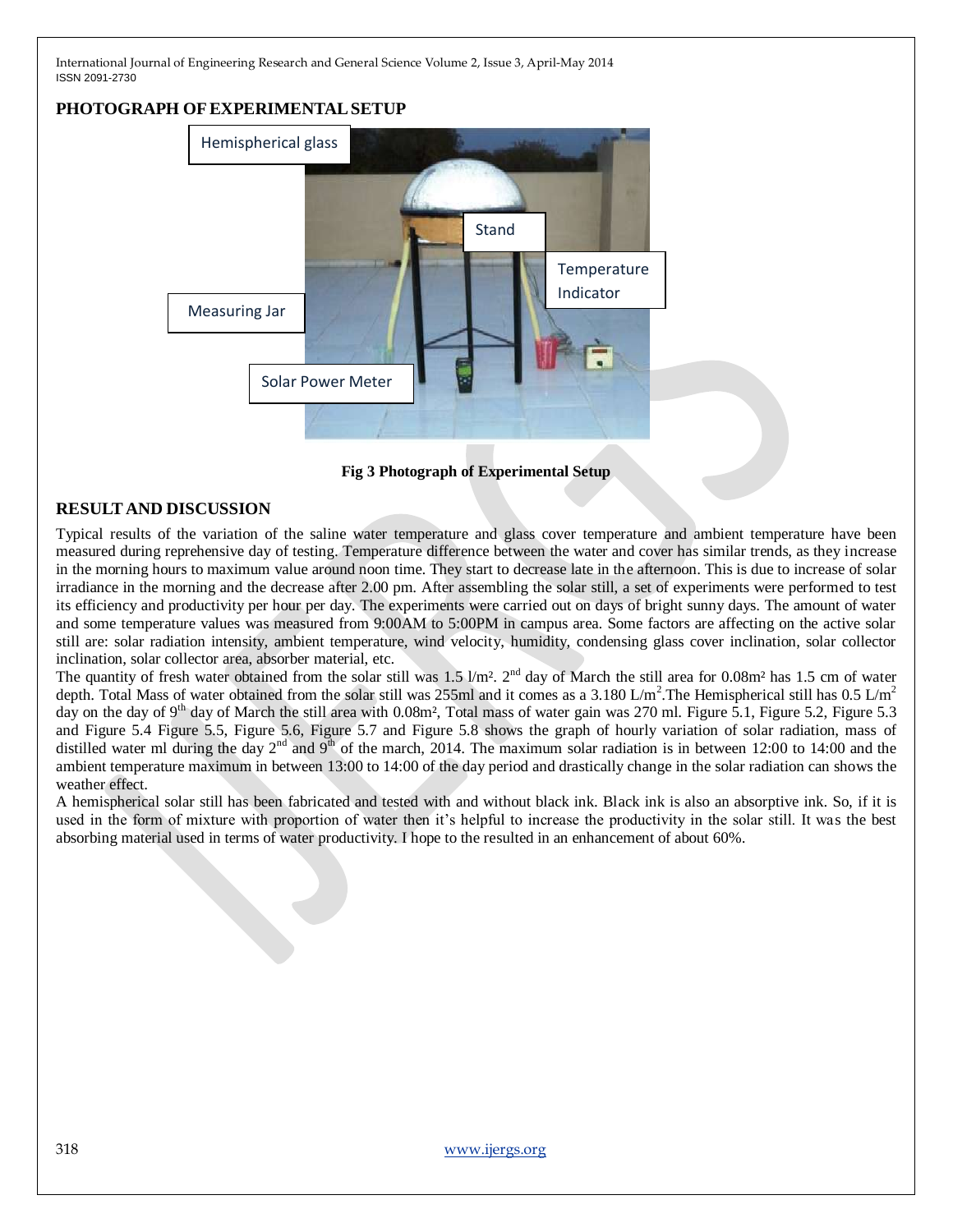## PHOTOGRAPH OF EXPERIMENTAL SETUP

Hemispherical glass

Stand

Temperature Indicator

Measuring Jar

Solar Power Meter

**Fig 3 Photograph of Experimental Setup**

## RESULT AND DISCUSSION

Typical results of the variation of the saline water temperature and glass cover temperature and ambient temperature have been measured during reprehensive day of testing. Temperature difference between the water and cover has similar trends, as they increase in the morning hours to maximum value around noon time. They start to decrease late in the afternoon. This is due to increase of solar irradiance in the morning and the decrease after 2.00 pm. After assembling the solar still, a set of experiments were performed to test its efficiency and productivity per hour per day. The experiments were carried out on days of bright sunny days. The amount of water and some temperature values was measured from 9:00AM to 5:00PM in campus area. Some factors are affecting on the active solar still are: solar radiation intensity, ambient temperature, wind velocity, humidity, condensing glass cover inclination, solar collector inclination, solar collector area, absorber material, etc.

The quantity of fresh water obtained from the solar still was 1.5 $l/m^2$. $2^{nd}$ day of March the still area for 0.08$m^2$ has 1.5 cm of water depth. Total Mass of water obtained from the solar still was 255ml and it comes as a 3.180 $L/m^2$.The Hemispherical still has 0.5 $L/m^2$ day on the day of $9^{th}$ day of March the still area with 0.08$m^2$, Total mass of water gain was 270 ml. Figure 5.1, Figure 5.2, Figure 5.3 and Figure 5.4 Figure 5.5, Figure 5.6, Figure 5.7 and Figure 5.8 shows the graph of hourly variation of solar radiation, mass of distilled water ml during the day $2^{nd}$ and $9^{th}$ of the march, 2014. The maximum solar radiation is in between 12:00 to 14:00 and the ambient temperature maximum in between 13:00 to 14:00 of the day period and drastically change in the solar radiation can shows the weather effect.

A hemispherical solar still has been fabricated and tested with and without black ink. Black ink is also an absorptive ink. So, if it is used in the form of mixture with proportion of water then it's helpful to increase the productivity in the solar still. It was the best absorbing material used in terms of water productivity. I hope to the resulted in an enhancement of about 60%.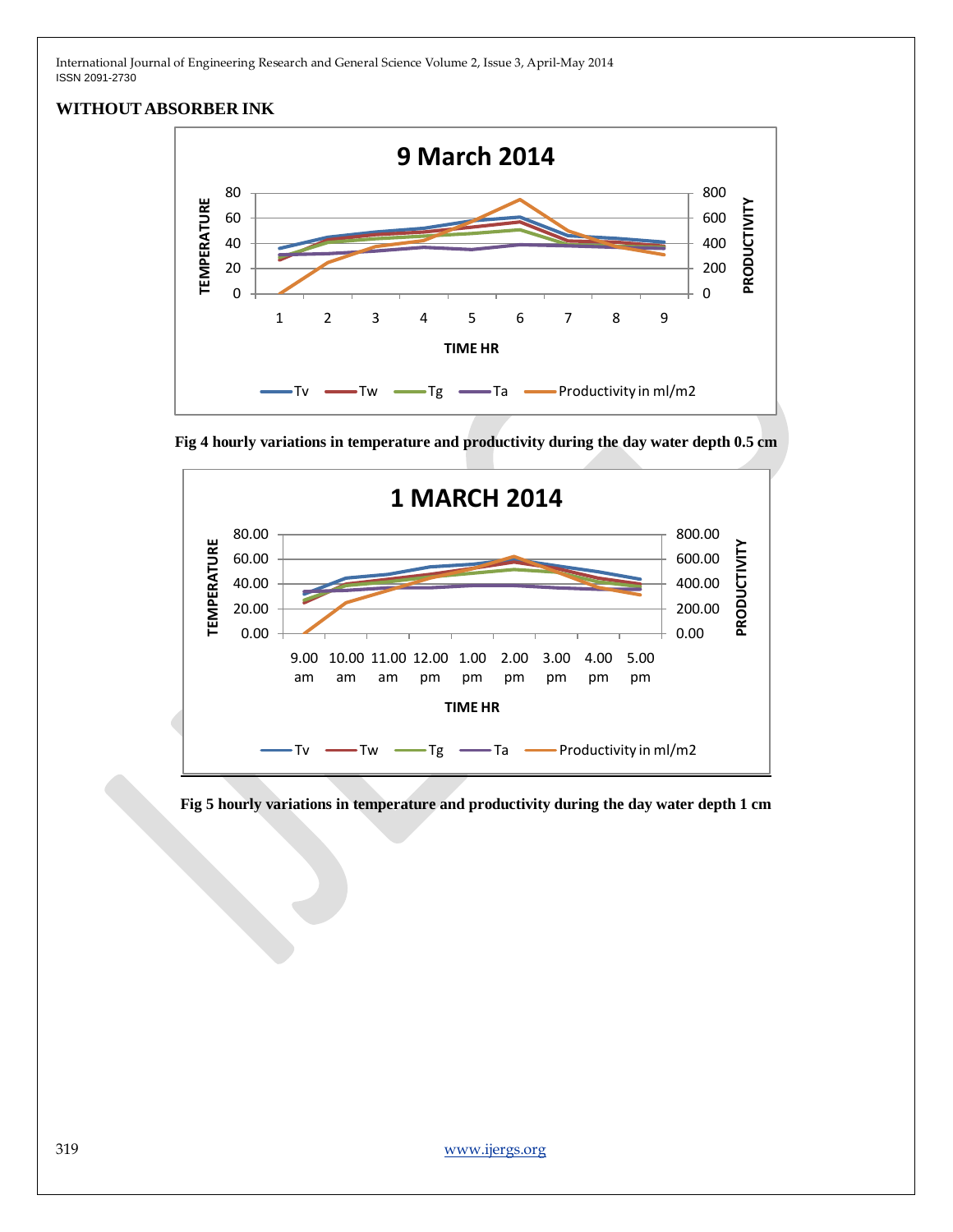## WITHOUT ABSORBER INK

Fig 4 hourly variations in temperature and productivity during the day water depth 0.5 cm

Fig 5 hourly variations in temperature and productivity during the day water depth 1 cm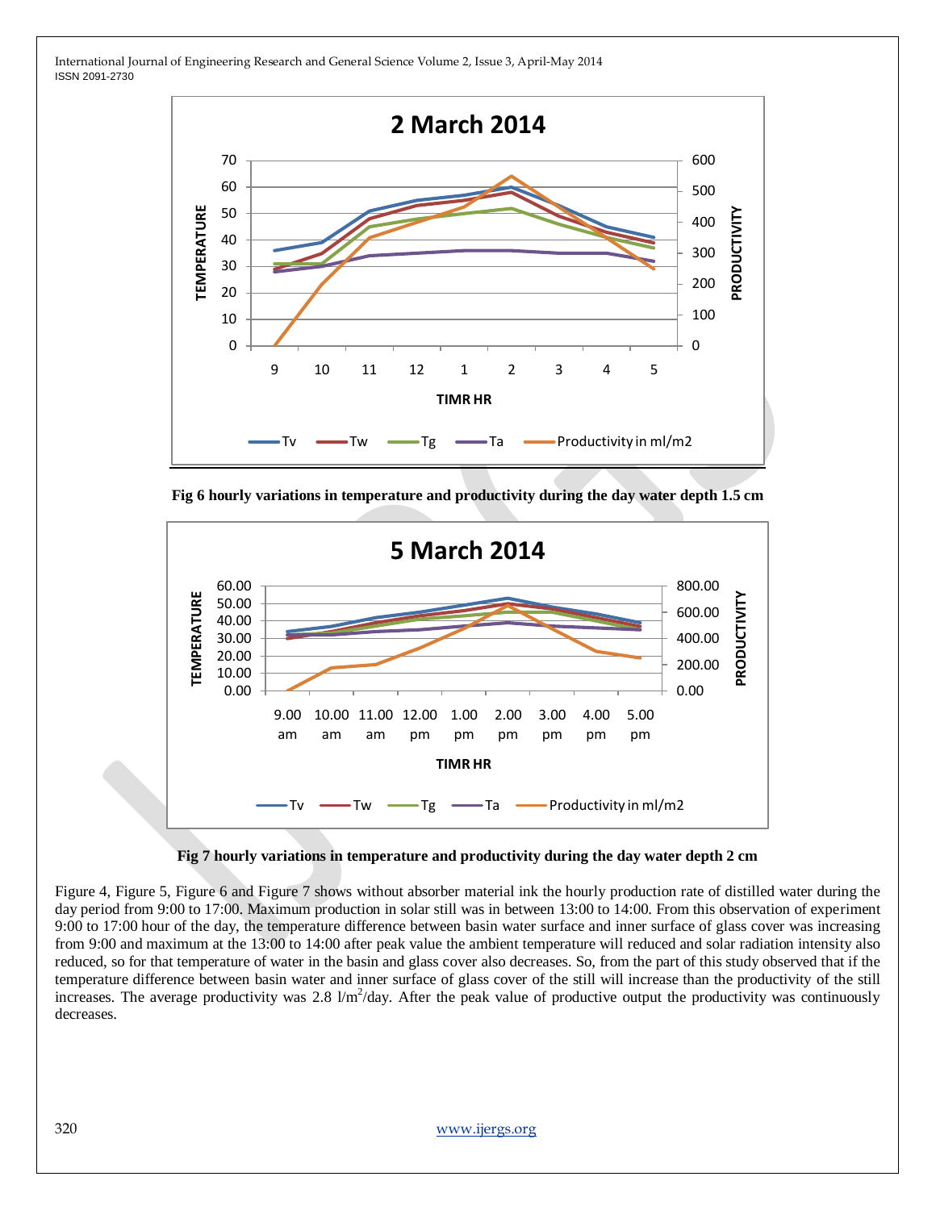Fig 6 hourly variations in temperature and productivity during the day water depth 1.5 cm

Fig 7 hourly variations in temperature and productivity during the day water depth 2 cm

Figure 4, Figure 5, Figure 6 and Figure 7 shows without absorber material ink the hourly production rate of distilled water during the day period from 9:00 to 17:00. Maximum production in solar still was in between 13:00 to 14:00. From this observation of experiment 9:00 to 17:00 hour of the day, the temperature difference between basin water surface and inner surface of glass cover was increasing from 9:00 and maximum at the 13:00 to 14:00 after peak value the ambient temperature will reduced and solar radiation intensity also reduced, so for that temperature of water in the basin and glass cover also decreases. So, from the part of this study observed that if the temperature difference between basin water and inner surface of glass cover of the still will increase than the productivity of the still increases. The average productivity was 2.8 $l/m^2$/day. After the peak value of productive output the productivity was continuously decreases.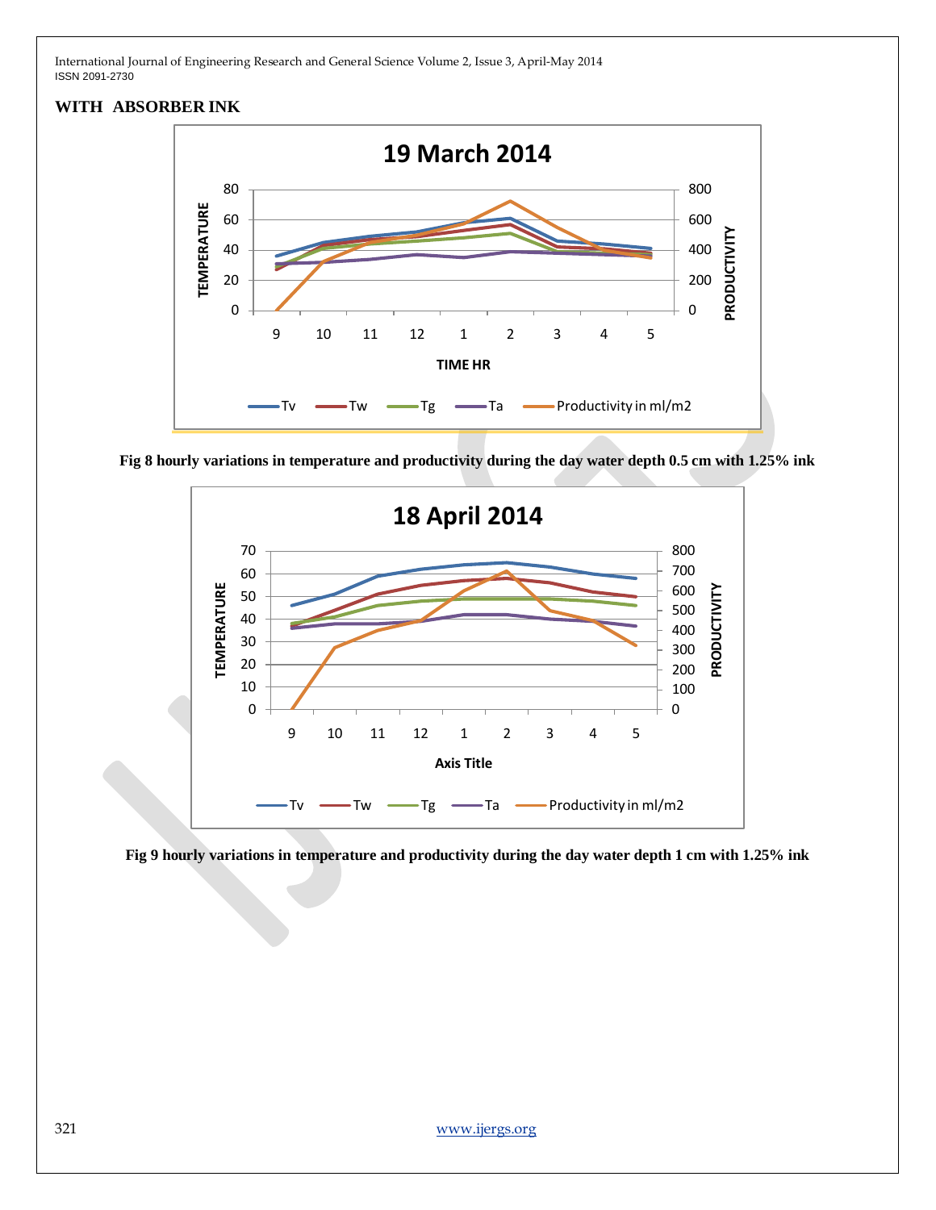**WITH ABSORBER INK**

Fig 8 hourly variations in temperature and productivity during the day water depth 0.5 cm with 1.25% ink

Fig 9 hourly variations in temperature and productivity during the day water depth 1 cm with 1.25% ink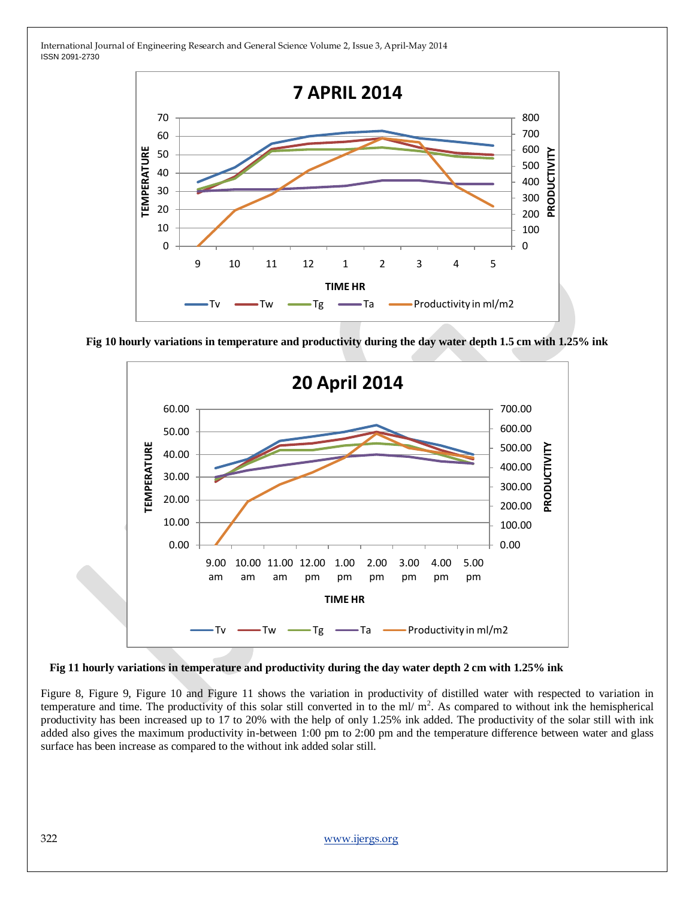Fig 10 hourly variations in temperature and productivity during the day water depth 1.5 cm with 1.25% ink

Fig 11 hourly variations in temperature and productivity during the day water depth 2 cm with 1.25% ink

Figure 8, Figure 9, Figure 10 and Figure 11 shows the variation in productivity of distilled water with respected to variation in temperature and time. The productivity of this solar still converted in to the ml/ $m^2$. As compared to without ink the hemispherical productivity has been increased up to 17 to 20% with the help of only 1.25% ink added. The productivity of the solar still with ink added also gives the maximum productivity in-between 1:00 pm to 2:00 pm and the temperature difference between water and glass surface has been increase as compared to the without ink added solar still.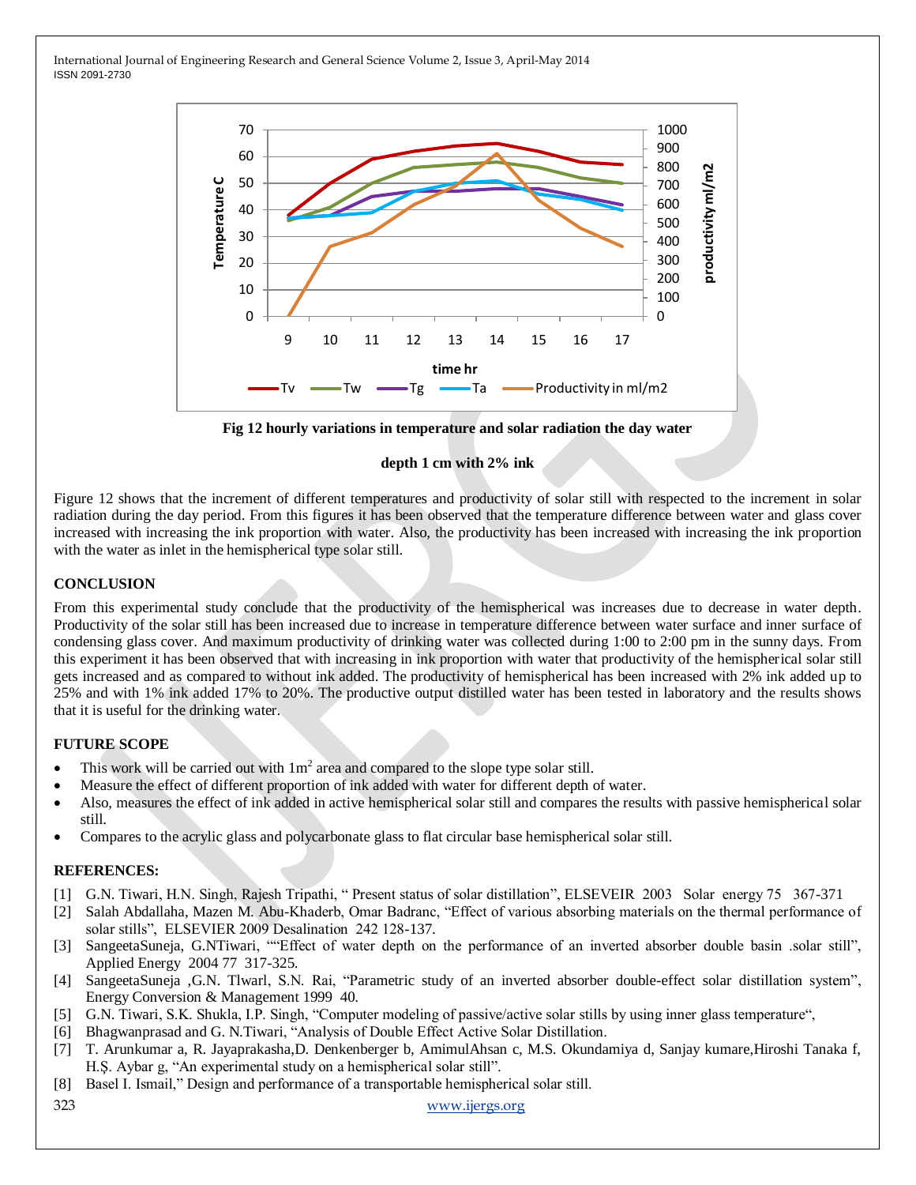Fig 12 hourly variations in temperature and solar radiation the day water depth 1 cm with 2% ink

Figure 12 shows that the increment of different temperatures and productivity of solar still with respected to the increment in solar radiation during the day period. From this figures it has been observed that the temperature difference between water and glass cover increased with increasing the ink proportion with water. Also, the productivity has been increased with increasing the ink proportion with the water as inlet in the hemispherical type solar still.

## CONCLUSION

From this experimental study conclude that the productivity of the hemispherical was increases due to decrease in water depth. Productivity of the solar still has been increased due to increase in temperature difference between water surface and inner surface of condensing glass cover. And maximum productivity of drinking water was collected during 1:00 to 2:00 pm in the sunny days. From this experiment it has been observed that with increasing in ink proportion with water that productivity of the hemispherical solar still gets increased and as compared to without ink added. The productivity of hemispherical has been increased with 2% ink added up to 25% and with 1% ink added 17% to 20%. The productive output distilled water has been tested in laboratory and the results shows that it is useful for the drinking water.

## FUTURE SCOPE

- This work will be carried out with $1m^2$ area and compared to the slope type solar still.
- Measure the effect of different proportion of ink added with water for different depth of water.
- Also, measures the effect of ink added in active hemispherical solar still and compares the results with passive hemispherical solar still.
- Compares to the acrylic glass and polycarbonate glass to flat circular base hemispherical solar still.

## REFERENCES:

[1] G.N. Tiwari, H.N. Singh, Rajesh Tripathi, " Present status of solar distillation", ELSEVEIR 2003 Solar energy 75 367-371

[2] Salah Abdallaha, Mazen M. Abu-Khaderb, Omar Badranc, "Effect of various absorbing materials on the thermal performance of solar stills", ELSEVIER 2009 Desalination 242 128-137.

[3] SangeetaSuneja, G.NTiwari, ""Effect of water depth on the performance of an inverted absorber double basin .solar still", Applied Energy 2004 77 317-325.

[4] SangeetaSuneja ,G.N. Tlwarl, S.N. Rai, "Parametric study of an inverted absorber double-effect solar distillation system", Energy Conversion & Management 1999 40.

[5] G.N. Tiwari, S.K. Shukla, I.P. Singh, "Computer modeling of passive/active solar stills by using inner glass temperature",

[6] Bhagwanprasad and G. N.Tiwari, "Analysis of Double Effect Active Solar Distillation.

[7] T. Arunkumar a, R. Jayaprakasha,D. Denkenberger b, AmimulAhsan c, M.S. Okundamiya d, Sanjay kumare,Hiroshi Tanaka f, H.Ş. Aybar g, "An experimental study on a hemispherical solar still".

[8] Basel I. Ismail," Design and performance of a transportable hemispherical solar still.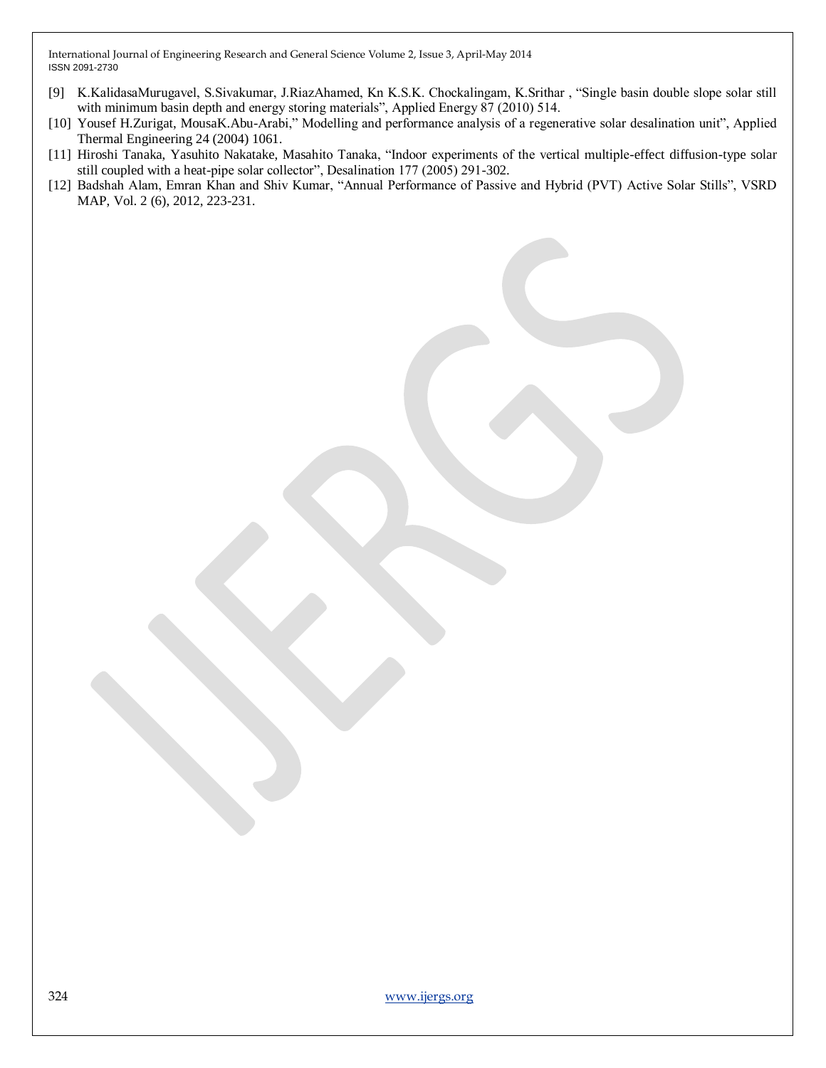[9] K.KalidasaMurugavel, S.Sivakumar, J.RiazAhamed, Kn K.S.K. Chockalingam, K.Srithar , "Single basin double slope solar still with minimum basin depth and energy storing materials", Applied Energy 87 (2010) 514.

[10] Yousef H.Zurigat, MousaK.Abu-Arabi," Modelling and performance analysis of a regenerative solar desalination unit", Applied Thermal Engineering 24 (2004) 1061.

[11] Hiroshi Tanaka, Yasuhito Nakatake, Masahito Tanaka, "Indoor experiments of the vertical multiple-effect diffusion-type solar still coupled with a heat-pipe solar collector", Desalination 177 (2005) 291-302.

[12] Badshah Alam, Emran Khan and Shiv Kumar, "Annual Performance of Passive and Hybrid (PVT) Active Solar Stills", VSRD MAP, Vol. 2 (6), 2012, 223-231.